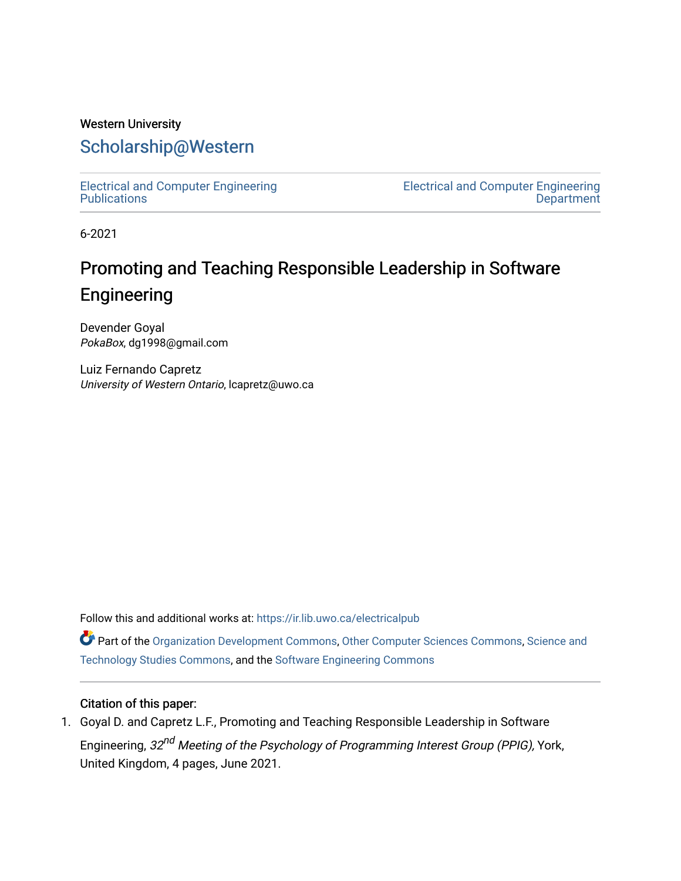Western University

# Scholarship@Western

Electrical and Computer Engineering Publications

Electrical and Computer Engineering Department

6-2021

# Promoting and Teaching Responsible Leadership in Software Engineering

Devender Goyal
*PokaBox*, dg1998@gmail.com

Luiz Fernando Capretz
*University of Western Ontario*, lcapretz@uwo.ca

Follow this and additional works at: https://ir.lib.uwo.ca/electricalpub

Part of the Organization Development Commons, Other Computer Sciences Commons, Science and Technology Studies Commons, and the Software Engineering Commons

### Citation of this paper:

1. Goyal D. and Capretz L.F., Promoting and Teaching Responsible Leadership in Software Engineering, *32nd Meeting of the Psychology of Programming Interest Group (PPIG),* York, United Kingdom, 4 pages, June 2021.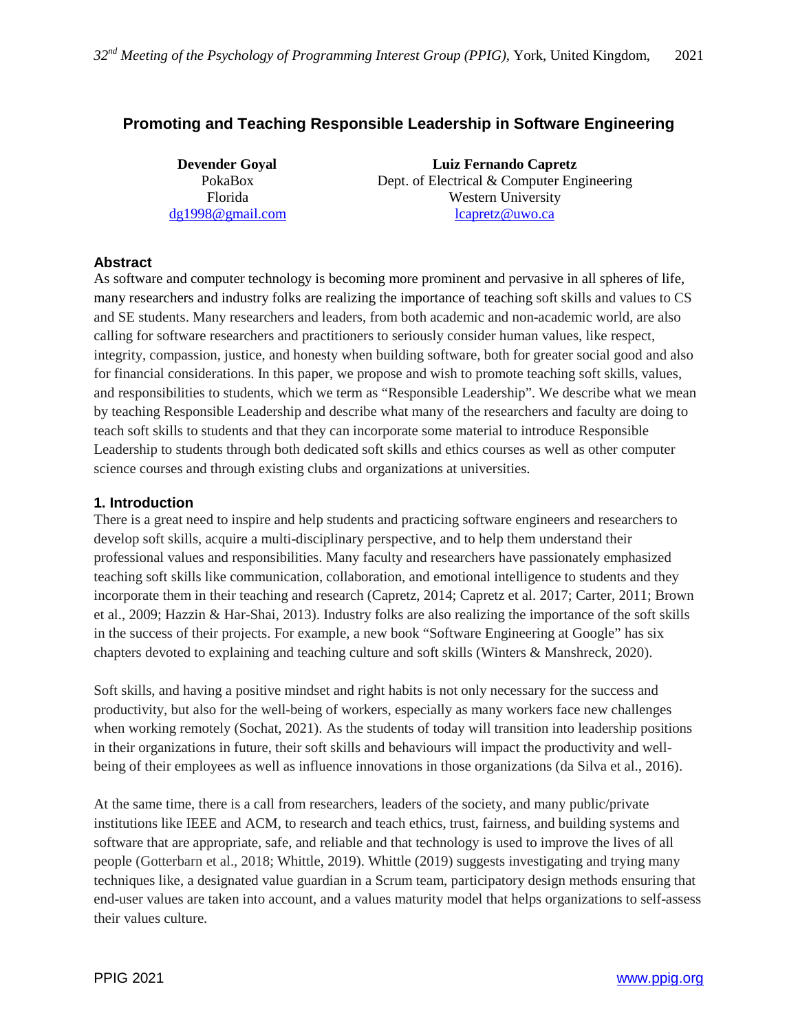# Promoting and Teaching Responsible Leadership in Software Engineering

**Devender Goyal**
PokaBox
Florida
dg1998@gmail.com

**Luiz Fernando Capretz**
Dept. of Electrical & Computer Engineering
Western University
lcapretz@uwo.ca

### Abstract

As software and computer technology is becoming more prominent and pervasive in all spheres of life, many researchers and industry folks are realizing the importance of teaching soft skills and values to CS and SE students. Many researchers and leaders, from both academic and non-academic world, are also calling for software researchers and practitioners to seriously consider human values, like respect, integrity, compassion, justice, and honesty when building software, both for greater social good and also for financial considerations. In this paper, we propose and wish to promote teaching soft skills, values, and responsibilities to students, which we term as "Responsible Leadership". We describe what we mean by teaching Responsible Leadership and describe what many of the researchers and faculty are doing to teach soft skills to students and that they can incorporate some material to introduce Responsible Leadership to students through both dedicated soft skills and ethics courses as well as other computer science courses and through existing clubs and organizations at universities.

### 1. Introduction

There is a great need to inspire and help students and practicing software engineers and researchers to develop soft skills, acquire a multi-disciplinary perspective, and to help them understand their professional values and responsibilities. Many faculty and researchers have passionately emphasized teaching soft skills like communication, collaboration, and emotional intelligence to students and they incorporate them in their teaching and research (Capretz, 2014; Capretz et al. 2017; Carter, 2011; Brown et al., 2009; Hazzin & Har-Shai, 2013). Industry folks are also realizing the importance of the soft skills in the success of their projects. For example, a new book "Software Engineering at Google" has six chapters devoted to explaining and teaching culture and soft skills (Winters & Manshreck, 2020).

Soft skills, and having a positive mindset and right habits is not only necessary for the success and productivity, but also for the well-being of workers, especially as many workers face new challenges when working remotely (Sochat, 2021). As the students of today will transition into leadership positions in their organizations in future, their soft skills and behaviours will impact the productivity and well-being of their employees as well as influence innovations in those organizations (da Silva et al., 2016).

At the same time, there is a call from researchers, leaders of the society, and many public/private institutions like IEEE and ACM, to research and teach ethics, trust, fairness, and building systems and software that are appropriate, safe, and reliable and that technology is used to improve the lives of all people (Gotterbarn et al., 2018; Whittle, 2019). Whittle (2019) suggests investigating and trying many techniques like, a designated value guardian in a Scrum team, participatory design methods ensuring that end-user values are taken into account, and a values maturity model that helps organizations to self-assess their values culture.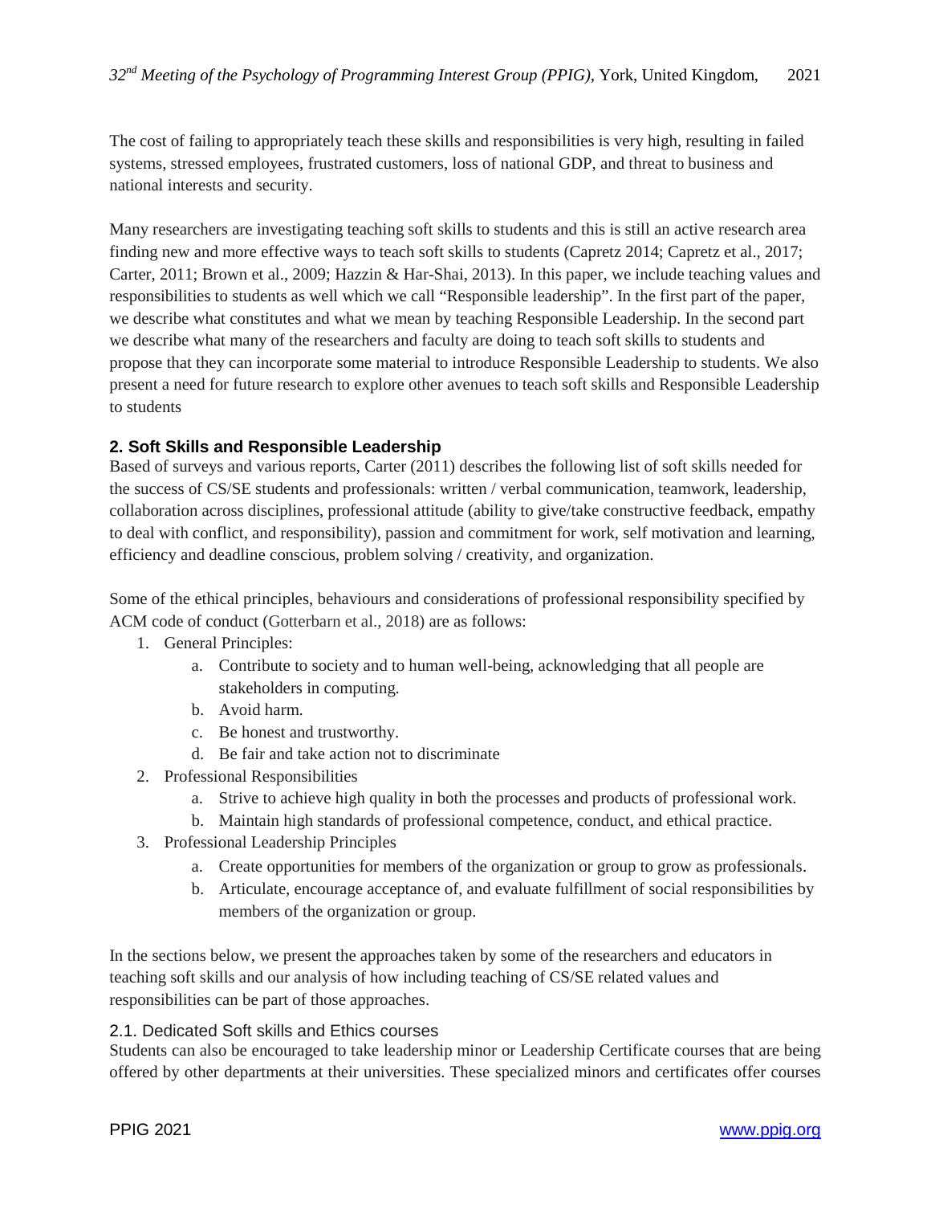The cost of failing to appropriately teach these skills and responsibilities is very high, resulting in failed systems, stressed employees, frustrated customers, loss of national GDP, and threat to business and national interests and security.

Many researchers are investigating teaching soft skills to students and this is still an active research area finding new and more effective ways to teach soft skills to students (Capretz 2014; Capretz et al., 2017; Carter, 2011; Brown et al., 2009; Hazzin & Har-Shai, 2013). In this paper, we include teaching values and responsibilities to students as well which we call "Responsible leadership". In the first part of the paper, we describe what constitutes and what we mean by teaching Responsible Leadership. In the second part we describe what many of the researchers and faculty are doing to teach soft skills to students and propose that they can incorporate some material to introduce Responsible Leadership to students. We also present a need for future research to explore other avenues to teach soft skills and Responsible Leadership to students

## 2. Soft Skills and Responsible Leadership

Based of surveys and various reports, Carter (2011) describes the following list of soft skills needed for the success of CS/SE students and professionals: written / verbal communication, teamwork, leadership, collaboration across disciplines, professional attitude (ability to give/take constructive feedback, empathy to deal with conflict, and responsibility), passion and commitment for work, self motivation and learning, efficiency and deadline conscious, problem solving / creativity, and organization.

Some of the ethical principles, behaviours and considerations of professional responsibility specified by ACM code of conduct (Gotterbarn et al., 2018) are as follows:

1. General Principles:
    a. Contribute to society and to human well-being, acknowledging that all people are stakeholders in computing.
    b. Avoid harm.
    c. Be honest and trustworthy.
    d. Be fair and take action not to discriminate
2. Professional Responsibilities
    a. Strive to achieve high quality in both the processes and products of professional work.
    b. Maintain high standards of professional competence, conduct, and ethical practice.
3. Professional Leadership Principles
    a. Create opportunities for members of the organization or group to grow as professionals.
    b. Articulate, encourage acceptance of, and evaluate fulfillment of social responsibilities by members of the organization or group.

In the sections below, we present the approaches taken by some of the researchers and educators in teaching soft skills and our analysis of how including teaching of CS/SE related values and responsibilities can be part of those approaches.

### 2.1. Dedicated Soft skills and Ethics courses

Students can also be encouraged to take leadership minor or Leadership Certificate courses that are being offered by other departments at their universities. These specialized minors and certificates offer courses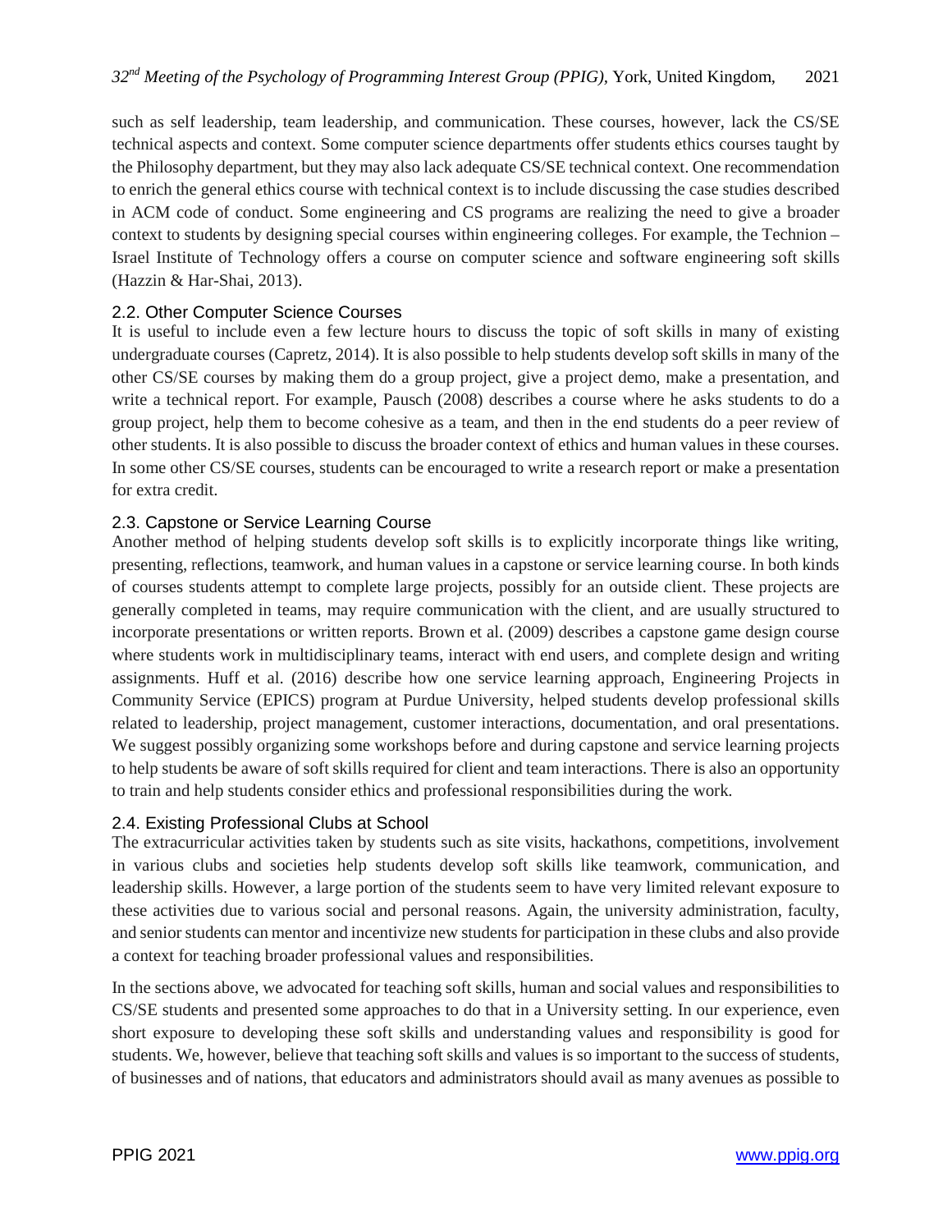such as self leadership, team leadership, and communication. These courses, however, lack the CS/SE technical aspects and context. Some computer science departments offer students ethics courses taught by the Philosophy department, but they may also lack adequate CS/SE technical context. One recommendation to enrich the general ethics course with technical context is to include discussing the case studies described in ACM code of conduct. Some engineering and CS programs are realizing the need to give a broader context to students by designing special courses within engineering colleges. For example, the Technion – Israel Institute of Technology offers a course on computer science and software engineering soft skills (Hazzin & Har-Shai, 2013).

### 2.2. Other Computer Science Courses

It is useful to include even a few lecture hours to discuss the topic of soft skills in many of existing undergraduate courses (Capretz, 2014). It is also possible to help students develop soft skills in many of the other CS/SE courses by making them do a group project, give a project demo, make a presentation, and write a technical report. For example, Pausch (2008) describes a course where he asks students to do a group project, help them to become cohesive as a team, and then in the end students do a peer review of other students. It is also possible to discuss the broader context of ethics and human values in these courses. In some other CS/SE courses, students can be encouraged to write a research report or make a presentation for extra credit.

### 2.3. Capstone or Service Learning Course

Another method of helping students develop soft skills is to explicitly incorporate things like writing, presenting, reflections, teamwork, and human values in a capstone or service learning course. In both kinds of courses students attempt to complete large projects, possibly for an outside client. These projects are generally completed in teams, may require communication with the client, and are usually structured to incorporate presentations or written reports. Brown et al. (2009) describes a capstone game design course where students work in multidisciplinary teams, interact with end users, and complete design and writing assignments. Huff et al. (2016) describe how one service learning approach, Engineering Projects in Community Service (EPICS) program at Purdue University, helped students develop professional skills related to leadership, project management, customer interactions, documentation, and oral presentations. We suggest possibly organizing some workshops before and during capstone and service learning projects to help students be aware of soft skills required for client and team interactions. There is also an opportunity to train and help students consider ethics and professional responsibilities during the work.

### 2.4. Existing Professional Clubs at School

The extracurricular activities taken by students such as site visits, hackathons, competitions, involvement in various clubs and societies help students develop soft skills like teamwork, communication, and leadership skills. However, a large portion of the students seem to have very limited relevant exposure to these activities due to various social and personal reasons. Again, the university administration, faculty, and senior students can mentor and incentivize new students for participation in these clubs and also provide a context for teaching broader professional values and responsibilities.

In the sections above, we advocated for teaching soft skills, human and social values and responsibilities to CS/SE students and presented some approaches to do that in a University setting. In our experience, even short exposure to developing these soft skills and understanding values and responsibility is good for students. We, however, believe that teaching soft skills and values is so important to the success of students, of businesses and of nations, that educators and administrators should avail as many avenues as possible to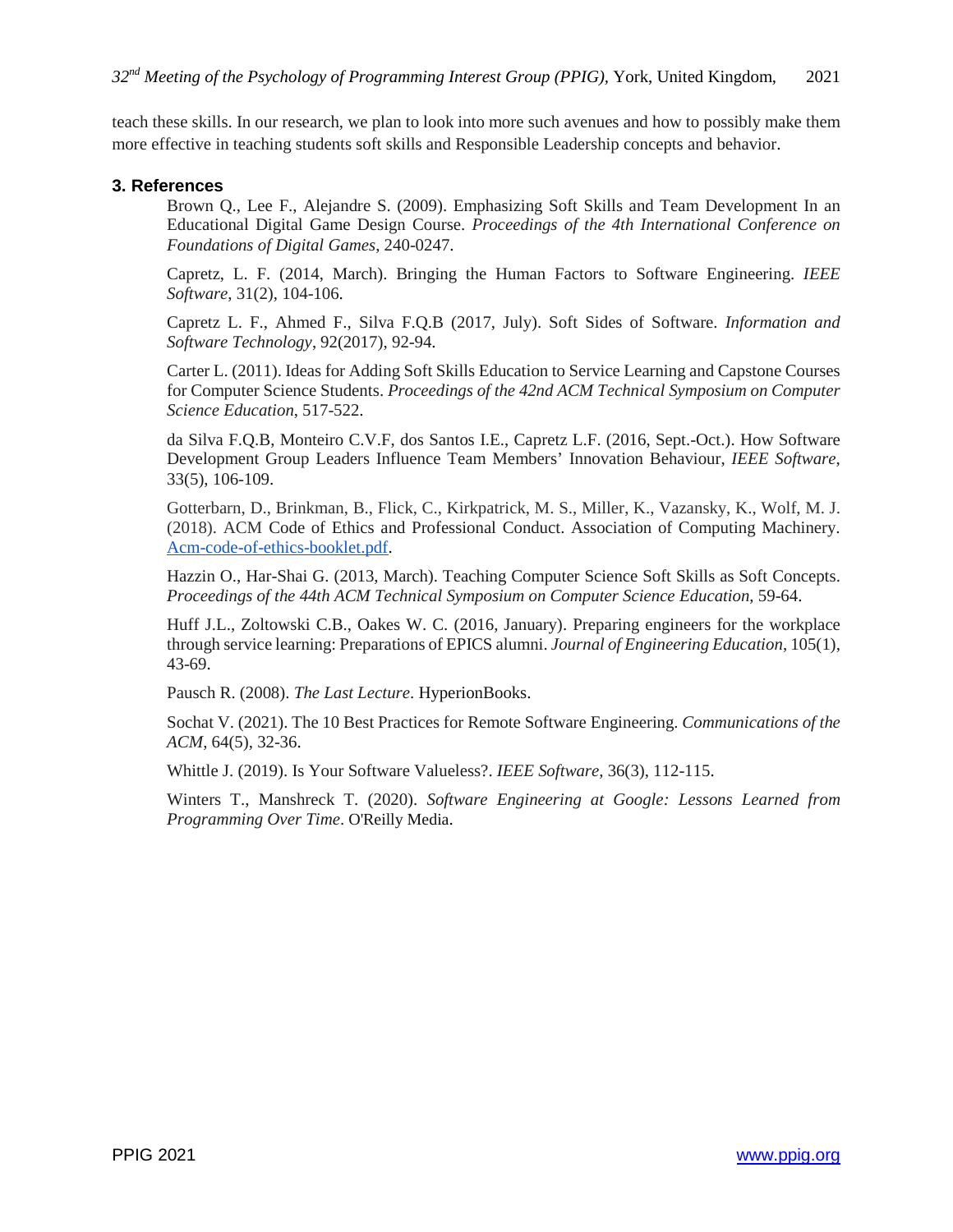teach these skills. In our research, we plan to look into more such avenues and how to possibly make them more effective in teaching students soft skills and Responsible Leadership concepts and behavior.

## 3. References

Brown Q., Lee F., Alejandre S. (2009). Emphasizing Soft Skills and Team Development In an Educational Digital Game Design Course. *Proceedings of the 4th International Conference on Foundations of Digital Games*, 240-0247.

Capretz, L. F. (2014, March). Bringing the Human Factors to Software Engineering. *IEEE Software*, 31(2), 104-106.

Capretz L. F., Ahmed F., Silva F.Q.B (2017, July). Soft Sides of Software. *Information and Software Technology*, 92(2017), 92-94.

Carter L. (2011). Ideas for Adding Soft Skills Education to Service Learning and Capstone Courses for Computer Science Students. *Proceedings of the 42nd ACM Technical Symposium on Computer Science Education*, 517-522.

da Silva F.Q.B, Monteiro C.V.F, dos Santos I.E., Capretz L.F. (2016, Sept.-Oct.). How Software Development Group Leaders Influence Team Members' Innovation Behaviour, *IEEE Software*, 33(5), 106-109.

Gotterbarn, D., Brinkman, B., Flick, C., Kirkpatrick, M. S., Miller, K., Vazansky, K., Wolf, M. J. (2018). ACM Code of Ethics and Professional Conduct. Association of Computing Machinery. Acm-code-of-ethics-booklet.pdf.

Hazzin O., Har-Shai G. (2013, March). Teaching Computer Science Soft Skills as Soft Concepts. *Proceedings of the 44th ACM Technical Symposium on Computer Science Education*, 59-64.

Huff J.L., Zoltowski C.B., Oakes W. C. (2016, January). Preparing engineers for the workplace through service learning: Preparations of EPICS alumni. *Journal of Engineering Education*, 105(1), 43-69.

Pausch R. (2008). *The Last Lecture*. HyperionBooks.

Sochat V. (2021). The 10 Best Practices for Remote Software Engineering. *Communications of the ACM*, 64(5), 32-36.

Whittle J. (2019). Is Your Software Valueless?. *IEEE Software*, 36(3), 112-115.

Winters T., Manshreck T. (2020). *Software Engineering at Google: Lessons Learned from Programming Over Time*. O'Reilly Media.